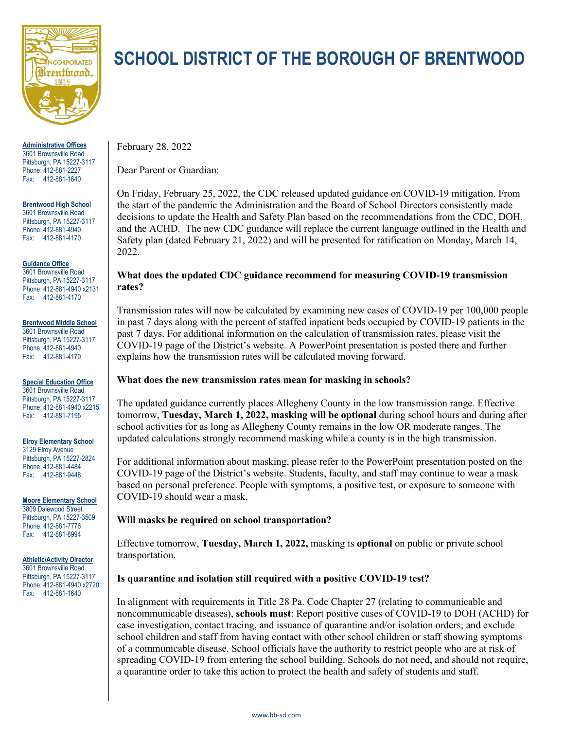# SCHOOL DISTRICT OF THE BOROUGH OF BRENTWOOD

**Administrative Offices**
3601 Brownsville Road
Pittsburgh, PA 15227-3117
Phone: 412-881-2227
Fax: 412-881-1640

**Brentwood High School**
3601 Brownsville Road
Pittsburgh, PA 15227-3117
Phone: 412-881-4940
Fax: 412-881-4170

**Guidance Office**
3601 Brownsville Road
Pittsburgh, PA 15227-3117
Phone: 412-881-4940 x2131
Fax: 412-881-4170

**Brentwood Middle School**
3601 Brownsville Road
Pittsburgh, PA 15227-3117
Phone: 412-881-4940
Fax: 412-881-4170

**Special Education Office**
3601 Brownsville Road
Pittsburgh, PA 15227-3117
Phone: 412-881-4940 x2215
Fax: 412-881-7195

**Elroy Elementary School**
3129 Elroy Avenue
Pittsburgh, PA 15227-2824
Phone: 412-881-4484
Fax: 412-881-9448

**Moore Elementary School**
3809 Dalewood Street
Pittsburgh, PA 15227-3509
Phone: 412-881-7776
Fax: 412-881-8994

**Athletic/Activity Director**
3601 Brownsville Road
Pittsburgh, PA 15227-3117
Phone: 412-881-4940 x2720
Fax: 412-881-1640

February 28, 2022

Dear Parent or Guardian:

On Friday, February 25, 2022, the CDC released updated guidance on COVID-19 mitigation. From the start of the pandemic the Administration and the Board of School Directors consistently made decisions to update the Health and Safety Plan based on the recommendations from the CDC, DOH, and the ACHD. The new CDC guidance will replace the current language outlined in the Health and Safety plan (dated February 21, 2022) and will be presented for ratification on Monday, March 14, 2022.

**What does the updated CDC guidance recommend for measuring COVID-19 transmission rates?**

Transmission rates will now be calculated by examining new cases of COVID-19 per 100,000 people in past 7 days along with the percent of staffed inpatient beds occupied by COVID-19 patients in the past 7 days. For additional information on the calculation of transmission rates, please visit the COVID-19 page of the District's website. A PowerPoint presentation is posted there and further explains how the transmission rates will be calculated moving forward.

**What does the new transmission rates mean for masking in schools?**

The updated guidance currently places Allegheny County in the low transmission range. Effective tomorrow, **Tuesday, March 1, 2022, masking will be optional** during school hours and during after school activities for as long as Allegheny County remains in the low OR moderate ranges. The updated calculations strongly recommend masking while a county is in the high transmission.

For additional information about masking, please refer to the PowerPoint presentation posted on the COVID-19 page of the District's website. Students, faculty, and staff may continue to wear a mask based on personal preference. People with symptoms, a positive test, or exposure to someone with COVID-19 should wear a mask.

**Will masks be required on school transportation?**

Effective tomorrow, **Tuesday, March 1, 2022,** masking is **optional** on public or private school transportation.

**Is quarantine and isolation still required with a positive COVID-19 test?**

In alignment with requirements in Title 28 Pa. Code Chapter 27 (relating to communicable and noncommunicable diseases), **schools must**: Report positive cases of COVID-19 to DOH (ACHD) for case investigation, contact tracing, and issuance of quarantine and/or isolation orders; and exclude school children and staff from having contact with other school children or staff showing symptoms of a communicable disease. School officials have the authority to restrict people who are at risk of spreading COVID-19 from entering the school building. Schools do not need, and should not require, a quarantine order to take this action to protect the health and safety of students and staff.

www.bb-sd.com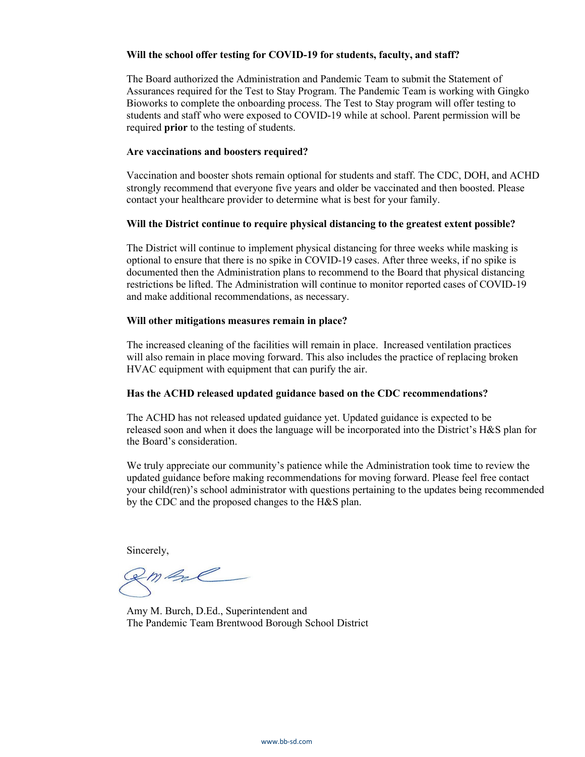**Will the school offer testing for COVID-19 for students, faculty, and staff?**

The Board authorized the Administration and Pandemic Team to submit the Statement of Assurances required for the Test to Stay Program. The Pandemic Team is working with Gingko Bioworks to complete the onboarding process. The Test to Stay program will offer testing to students and staff who were exposed to COVID-19 while at school. Parent permission will be required **prior** to the testing of students.

**Are vaccinations and boosters required?**

Vaccination and booster shots remain optional for students and staff. The CDC, DOH, and ACHD strongly recommend that everyone five years and older be vaccinated and then boosted. Please contact your healthcare provider to determine what is best for your family.

**Will the District continue to require physical distancing to the greatest extent possible?**

The District will continue to implement physical distancing for three weeks while masking is optional to ensure that there is no spike in COVID-19 cases. After three weeks, if no spike is documented then the Administration plans to recommend to the Board that physical distancing restrictions be lifted. The Administration will continue to monitor reported cases of COVID-19 and make additional recommendations, as necessary.

**Will other mitigations measures remain in place?**

The increased cleaning of the facilities will remain in place. Increased ventilation practices will also remain in place moving forward. This also includes the practice of replacing broken HVAC equipment with equipment that can purify the air.

**Has the ACHD released updated guidance based on the CDC recommendations?**

The ACHD has not released updated guidance yet. Updated guidance is expected to be released soon and when it does the language will be incorporated into the District's H&S plan for the Board's consideration.

We truly appreciate our community's patience while the Administration took time to review the updated guidance before making recommendations for moving forward. Please feel free contact your child(ren)'s school administrator with questions pertaining to the updates being recommended by the CDC and the proposed changes to the H&S plan.

Sincerely,

Amy M. Burch, D.Ed., Superintendent and
The Pandemic Team Brentwood Borough School District

www.bb-sd.com